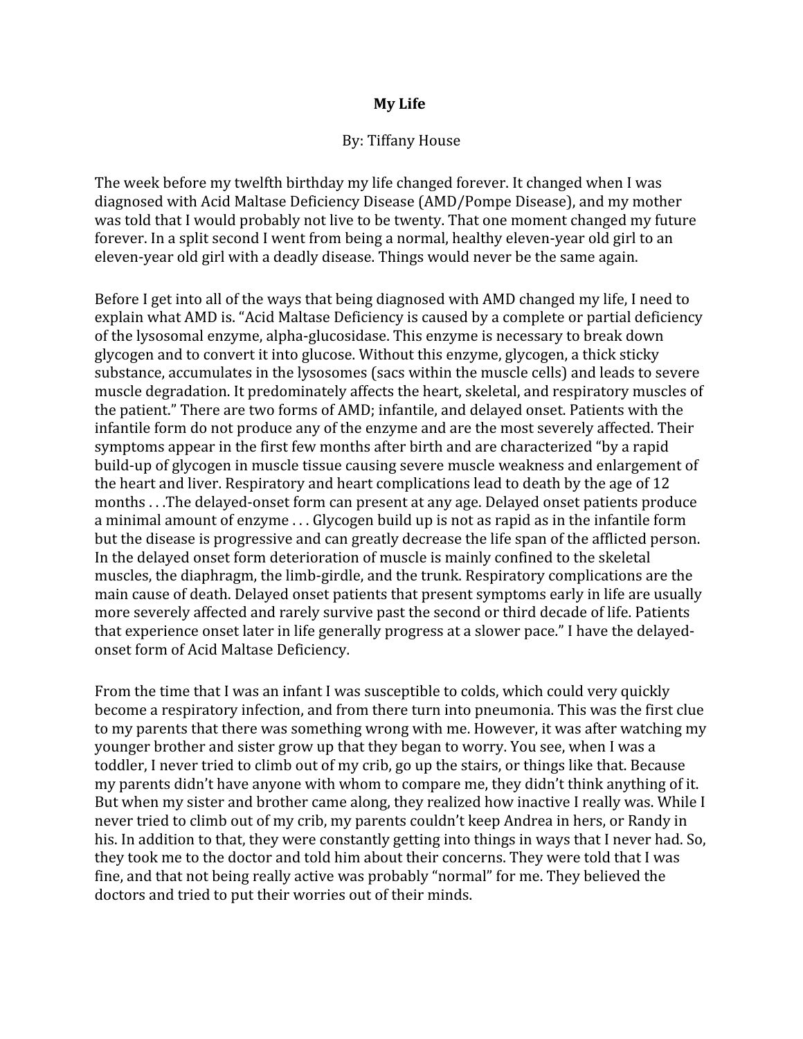# My Life

By: Tiffany House

The week before my twelfth birthday my life changed forever. It changed when I was diagnosed with Acid Maltase Deficiency Disease (AMD/Pompe Disease), and my mother was told that I would probably not live to be twenty. That one moment changed my future forever. In a split second I went from being a normal, healthy eleven-year old girl to an eleven-year old girl with a deadly disease. Things would never be the same again.

Before I get into all of the ways that being diagnosed with AMD changed my life, I need to explain what AMD is. "Acid Maltase Deficiency is caused by a complete or partial deficiency of the lysosomal enzyme, alpha-glucosidase. This enzyme is necessary to break down glycogen and to convert it into glucose. Without this enzyme, glycogen, a thick sticky substance, accumulates in the lysosomes (sacs within the muscle cells) and leads to severe muscle degradation. It predominately affects the heart, skeletal, and respiratory muscles of the patient." There are two forms of AMD; infantile, and delayed onset. Patients with the infantile form do not produce any of the enzyme and are the most severely affected. Their symptoms appear in the first few months after birth and are characterized "by a rapid build-up of glycogen in muscle tissue causing severe muscle weakness and enlargement of the heart and liver. Respiratory and heart complications lead to death by the age of 12 months . . .The delayed-onset form can present at any age. Delayed onset patients produce a minimal amount of enzyme . . . Glycogen build up is not as rapid as in the infantile form but the disease is progressive and can greatly decrease the life span of the afflicted person. In the delayed onset form deterioration of muscle is mainly confined to the skeletal muscles, the diaphragm, the limb-girdle, and the trunk. Respiratory complications are the main cause of death. Delayed onset patients that present symptoms early in life are usually more severely affected and rarely survive past the second or third decade of life. Patients that experience onset later in life generally progress at a slower pace." I have the delayed-onset form of Acid Maltase Deficiency.

From the time that I was an infant I was susceptible to colds, which could very quickly become a respiratory infection, and from there turn into pneumonia. This was the first clue to my parents that there was something wrong with me. However, it was after watching my younger brother and sister grow up that they began to worry. You see, when I was a toddler, I never tried to climb out of my crib, go up the stairs, or things like that. Because my parents didn't have anyone with whom to compare me, they didn't think anything of it. But when my sister and brother came along, they realized how inactive I really was. While I never tried to climb out of my crib, my parents couldn't keep Andrea in hers, or Randy in his. In addition to that, they were constantly getting into things in ways that I never had. So, they took me to the doctor and told him about their concerns. They were told that I was fine, and that not being really active was probably "normal" for me. They believed the doctors and tried to put their worries out of their minds.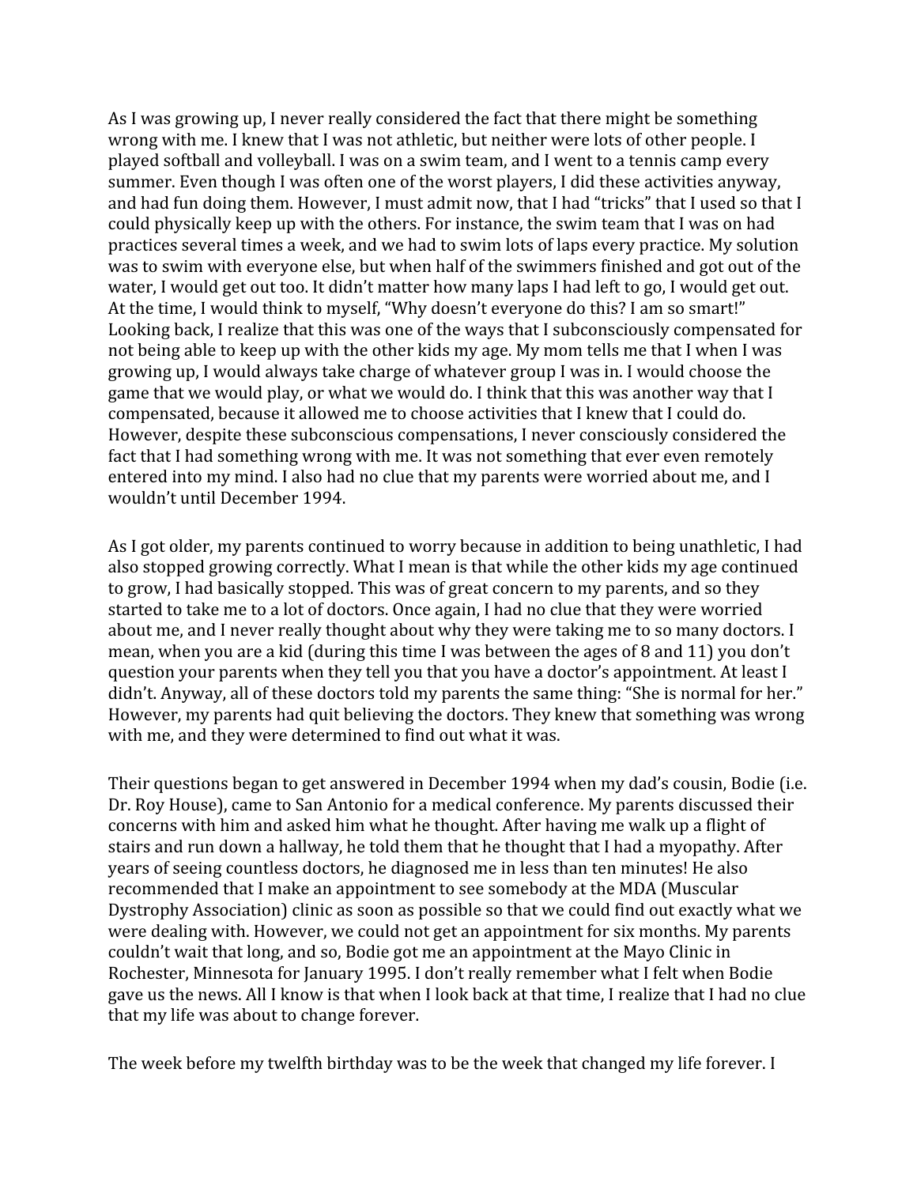As I was growing up, I never really considered the fact that there might be something wrong with me. I knew that I was not athletic, but neither were lots of other people. I played softball and volleyball. I was on a swim team, and I went to a tennis camp every summer. Even though I was often one of the worst players, I did these activities anyway, and had fun doing them. However, I must admit now, that I had "tricks" that I used so that I could physically keep up with the others. For instance, the swim team that I was on had practices several times a week, and we had to swim lots of laps every practice. My solution was to swim with everyone else, but when half of the swimmers finished and got out of the water, I would get out too. It didn't matter how many laps I had left to go, I would get out. At the time, I would think to myself, "Why doesn't everyone do this? I am so smart!" Looking back, I realize that this was one of the ways that I subconsciously compensated for not being able to keep up with the other kids my age. My mom tells me that I when I was growing up, I would always take charge of whatever group I was in. I would choose the game that we would play, or what we would do. I think that this was another way that I compensated, because it allowed me to choose activities that I knew that I could do. However, despite these subconscious compensations, I never consciously considered the fact that I had something wrong with me. It was not something that ever even remotely entered into my mind. I also had no clue that my parents were worried about me, and I wouldn't until December 1994.

As I got older, my parents continued to worry because in addition to being unathletic, I had also stopped growing correctly. What I mean is that while the other kids my age continued to grow, I had basically stopped. This was of great concern to my parents, and so they started to take me to a lot of doctors. Once again, I had no clue that they were worried about me, and I never really thought about why they were taking me to so many doctors. I mean, when you are a kid (during this time I was between the ages of 8 and 11) you don't question your parents when they tell you that you have a doctor's appointment. At least I didn't. Anyway, all of these doctors told my parents the same thing: "She is normal for her." However, my parents had quit believing the doctors. They knew that something was wrong with me, and they were determined to find out what it was.

Their questions began to get answered in December 1994 when my dad's cousin, Bodie (i.e. Dr. Roy House), came to San Antonio for a medical conference. My parents discussed their concerns with him and asked him what he thought. After having me walk up a flight of stairs and run down a hallway, he told them that he thought that I had a myopathy. After years of seeing countless doctors, he diagnosed me in less than ten minutes! He also recommended that I make an appointment to see somebody at the MDA (Muscular Dystrophy Association) clinic as soon as possible so that we could find out exactly what we were dealing with. However, we could not get an appointment for six months. My parents couldn't wait that long, and so, Bodie got me an appointment at the Mayo Clinic in Rochester, Minnesota for January 1995. I don't really remember what I felt when Bodie gave us the news. All I know is that when I look back at that time, I realize that I had no clue that my life was about to change forever.

The week before my twelfth birthday was to be the week that changed my life forever. I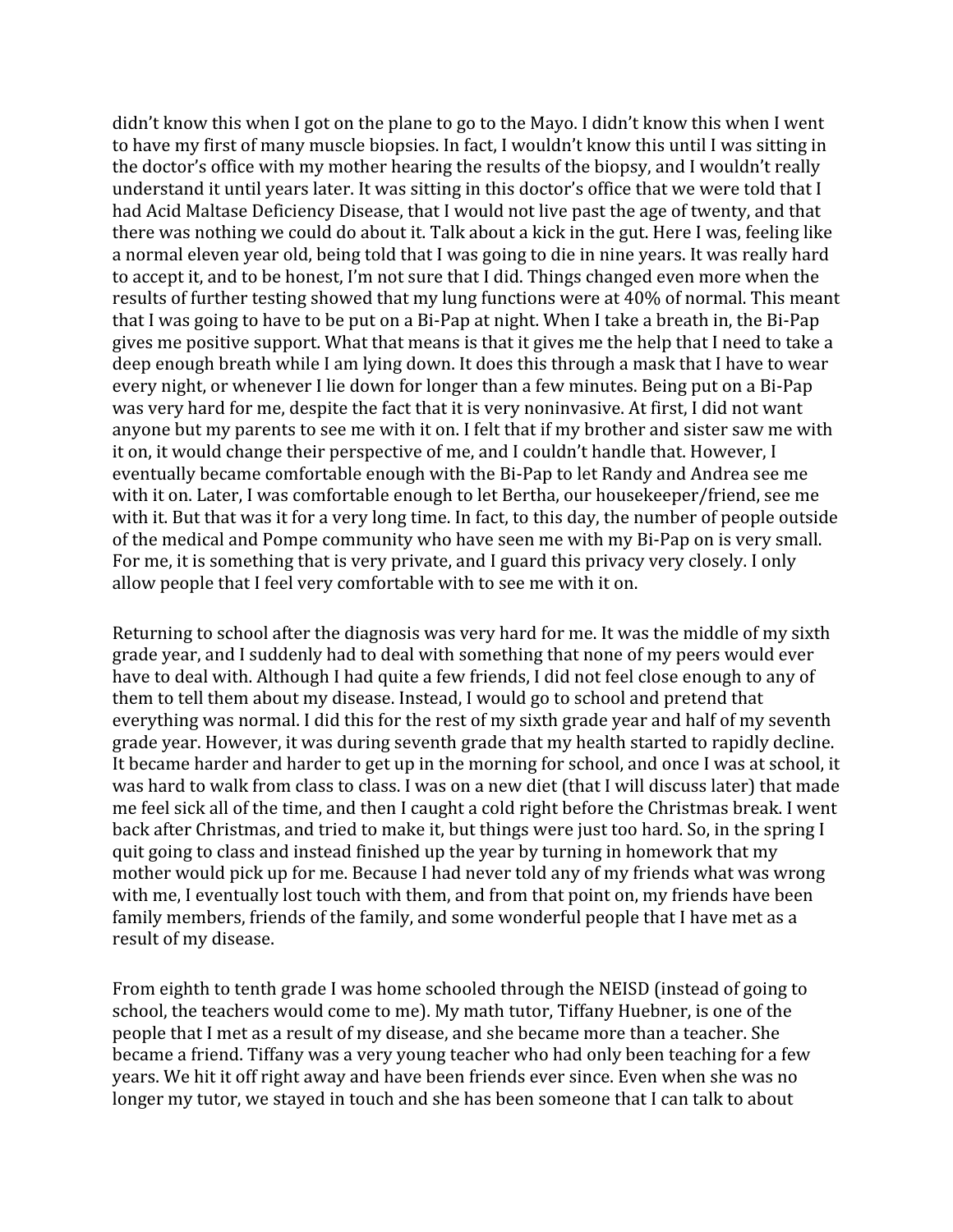didn't know this when I got on the plane to go to the Mayo. I didn't know this when I went to have my first of many muscle biopsies. In fact, I wouldn't know this until I was sitting in the doctor's office with my mother hearing the results of the biopsy, and I wouldn't really understand it until years later. It was sitting in this doctor's office that we were told that I had Acid Maltase Deficiency Disease, that I would not live past the age of twenty, and that there was nothing we could do about it. Talk about a kick in the gut. Here I was, feeling like a normal eleven year old, being told that I was going to die in nine years. It was really hard to accept it, and to be honest, I'm not sure that I did. Things changed even more when the results of further testing showed that my lung functions were at 40% of normal. This meant that I was going to have to be put on a Bi-Pap at night. When I take a breath in, the Bi-Pap gives me positive support. What that means is that it gives me the help that I need to take a deep enough breath while I am lying down. It does this through a mask that I have to wear every night, or whenever I lie down for longer than a few minutes. Being put on a Bi-Pap was very hard for me, despite the fact that it is very noninvasive. At first, I did not want anyone but my parents to see me with it on. I felt that if my brother and sister saw me with it on, it would change their perspective of me, and I couldn't handle that. However, I eventually became comfortable enough with the Bi-Pap to let Randy and Andrea see me with it on. Later, I was comfortable enough to let Bertha, our housekeeper/friend, see me with it. But that was it for a very long time. In fact, to this day, the number of people outside of the medical and Pompe community who have seen me with my Bi-Pap on is very small. For me, it is something that is very private, and I guard this privacy very closely. I only allow people that I feel very comfortable with to see me with it on.

Returning to school after the diagnosis was very hard for me. It was the middle of my sixth grade year, and I suddenly had to deal with something that none of my peers would ever have to deal with. Although I had quite a few friends, I did not feel close enough to any of them to tell them about my disease. Instead, I would go to school and pretend that everything was normal. I did this for the rest of my sixth grade year and half of my seventh grade year. However, it was during seventh grade that my health started to rapidly decline. It became harder and harder to get up in the morning for school, and once I was at school, it was hard to walk from class to class. I was on a new diet (that I will discuss later) that made me feel sick all of the time, and then I caught a cold right before the Christmas break. I went back after Christmas, and tried to make it, but things were just too hard. So, in the spring I quit going to class and instead finished up the year by turning in homework that my mother would pick up for me. Because I had never told any of my friends what was wrong with me, I eventually lost touch with them, and from that point on, my friends have been family members, friends of the family, and some wonderful people that I have met as a result of my disease.

From eighth to tenth grade I was home schooled through the NEISD (instead of going to school, the teachers would come to me). My math tutor, Tiffany Huebner, is one of the people that I met as a result of my disease, and she became more than a teacher. She became a friend. Tiffany was a very young teacher who had only been teaching for a few years. We hit it off right away and have been friends ever since. Even when she was no longer my tutor, we stayed in touch and she has been someone that I can talk to about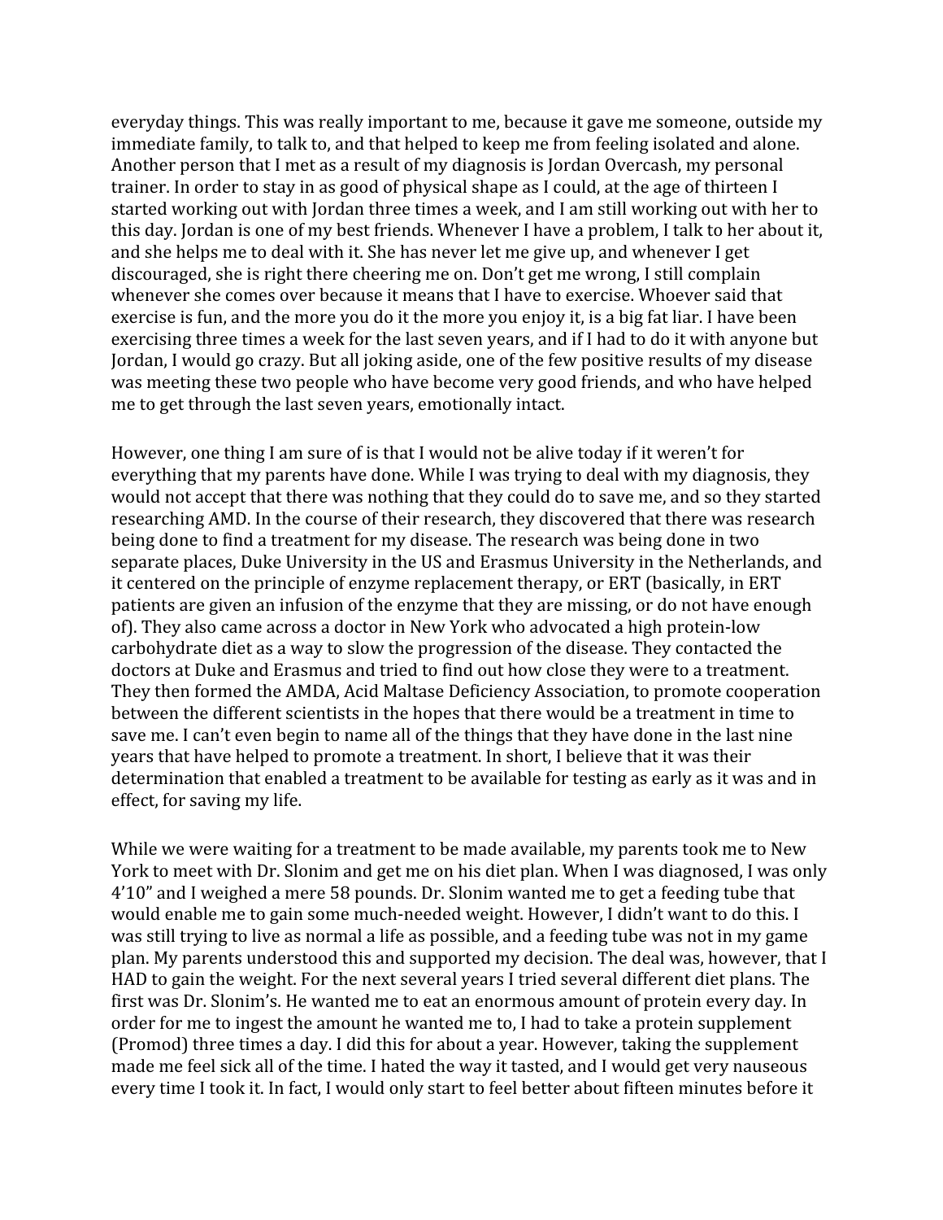everyday things. This was really important to me, because it gave me someone, outside my immediate family, to talk to, and that helped to keep me from feeling isolated and alone. Another person that I met as a result of my diagnosis is Jordan Overcash, my personal trainer. In order to stay in as good of physical shape as I could, at the age of thirteen I started working out with Jordan three times a week, and I am still working out with her to this day. Jordan is one of my best friends. Whenever I have a problem, I talk to her about it, and she helps me to deal with it. She has never let me give up, and whenever I get discouraged, she is right there cheering me on. Don't get me wrong, I still complain whenever she comes over because it means that I have to exercise. Whoever said that exercise is fun, and the more you do it the more you enjoy it, is a big fat liar. I have been exercising three times a week for the last seven years, and if I had to do it with anyone but Jordan, I would go crazy. But all joking aside, one of the few positive results of my disease was meeting these two people who have become very good friends, and who have helped me to get through the last seven years, emotionally intact.

However, one thing I am sure of is that I would not be alive today if it weren't for everything that my parents have done. While I was trying to deal with my diagnosis, they would not accept that there was nothing that they could do to save me, and so they started researching AMD. In the course of their research, they discovered that there was research being done to find a treatment for my disease. The research was being done in two separate places, Duke University in the US and Erasmus University in the Netherlands, and it centered on the principle of enzyme replacement therapy, or ERT (basically, in ERT patients are given an infusion of the enzyme that they are missing, or do not have enough of). They also came across a doctor in New York who advocated a high protein-low carbohydrate diet as a way to slow the progression of the disease. They contacted the doctors at Duke and Erasmus and tried to find out how close they were to a treatment. They then formed the AMDA, Acid Maltase Deficiency Association, to promote cooperation between the different scientists in the hopes that there would be a treatment in time to save me. I can't even begin to name all of the things that they have done in the last nine years that have helped to promote a treatment. In short, I believe that it was their determination that enabled a treatment to be available for testing as early as it was and in effect, for saving my life.

While we were waiting for a treatment to be made available, my parents took me to New York to meet with Dr. Slonim and get me on his diet plan. When I was diagnosed, I was only 4'10" and I weighed a mere 58 pounds. Dr. Slonim wanted me to get a feeding tube that would enable me to gain some much-needed weight. However, I didn't want to do this. I was still trying to live as normal a life as possible, and a feeding tube was not in my game plan. My parents understood this and supported my decision. The deal was, however, that I HAD to gain the weight. For the next several years I tried several different diet plans. The first was Dr. Slonim's. He wanted me to eat an enormous amount of protein every day. In order for me to ingest the amount he wanted me to, I had to take a protein supplement (Promod) three times a day. I did this for about a year. However, taking the supplement made me feel sick all of the time. I hated the way it tasted, and I would get very nauseous every time I took it. In fact, I would only start to feel better about fifteen minutes before it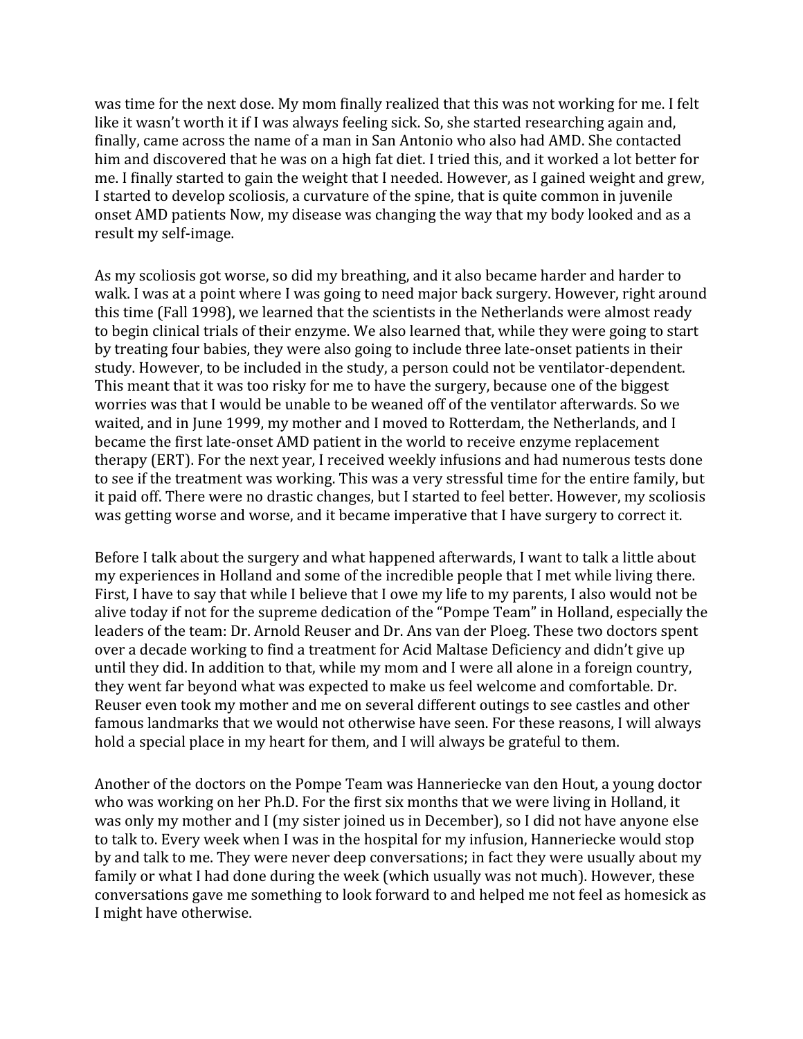was time for the next dose. My mom finally realized that this was not working for me. I felt like it wasn't worth it if I was always feeling sick. So, she started researching again and, finally, came across the name of a man in San Antonio who also had AMD. She contacted him and discovered that he was on a high fat diet. I tried this, and it worked a lot better for me. I finally started to gain the weight that I needed. However, as I gained weight and grew, I started to develop scoliosis, a curvature of the spine, that is quite common in juvenile onset AMD patients Now, my disease was changing the way that my body looked and as a result my self-image.

As my scoliosis got worse, so did my breathing, and it also became harder and harder to walk. I was at a point where I was going to need major back surgery. However, right around this time (Fall 1998), we learned that the scientists in the Netherlands were almost ready to begin clinical trials of their enzyme. We also learned that, while they were going to start by treating four babies, they were also going to include three late-onset patients in their study. However, to be included in the study, a person could not be ventilator-dependent. This meant that it was too risky for me to have the surgery, because one of the biggest worries was that I would be unable to be weaned off of the ventilator afterwards. So we waited, and in June 1999, my mother and I moved to Rotterdam, the Netherlands, and I became the first late-onset AMD patient in the world to receive enzyme replacement therapy (ERT). For the next year, I received weekly infusions and had numerous tests done to see if the treatment was working. This was a very stressful time for the entire family, but it paid off. There were no drastic changes, but I started to feel better. However, my scoliosis was getting worse and worse, and it became imperative that I have surgery to correct it.

Before I talk about the surgery and what happened afterwards, I want to talk a little about my experiences in Holland and some of the incredible people that I met while living there. First, I have to say that while I believe that I owe my life to my parents, I also would not be alive today if not for the supreme dedication of the "Pompe Team" in Holland, especially the leaders of the team: Dr. Arnold Reuser and Dr. Ans van der Ploeg. These two doctors spent over a decade working to find a treatment for Acid Maltase Deficiency and didn't give up until they did. In addition to that, while my mom and I were all alone in a foreign country, they went far beyond what was expected to make us feel welcome and comfortable. Dr. Reuser even took my mother and me on several different outings to see castles and other famous landmarks that we would not otherwise have seen. For these reasons, I will always hold a special place in my heart for them, and I will always be grateful to them.

Another of the doctors on the Pompe Team was Hanneriecke van den Hout, a young doctor who was working on her Ph.D. For the first six months that we were living in Holland, it was only my mother and I (my sister joined us in December), so I did not have anyone else to talk to. Every week when I was in the hospital for my infusion, Hanneriecke would stop by and talk to me. They were never deep conversations; in fact they were usually about my family or what I had done during the week (which usually was not much). However, these conversations gave me something to look forward to and helped me not feel as homesick as I might have otherwise.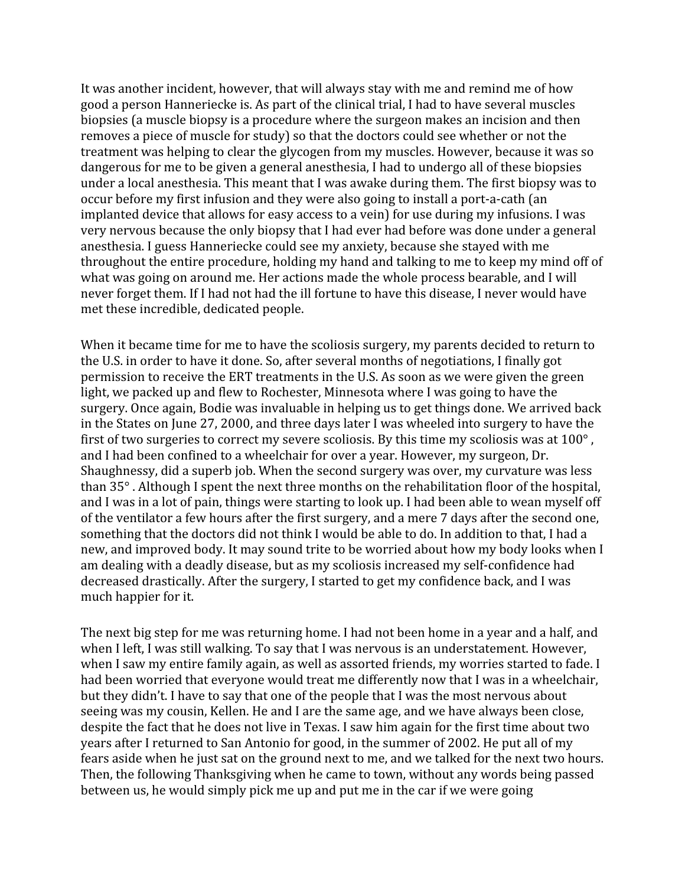It was another incident, however, that will always stay with me and remind me of how good a person Hanneriecke is. As part of the clinical trial, I had to have several muscles biopsies (a muscle biopsy is a procedure where the surgeon makes an incision and then removes a piece of muscle for study) so that the doctors could see whether or not the treatment was helping to clear the glycogen from my muscles. However, because it was so dangerous for me to be given a general anesthesia, I had to undergo all of these biopsies under a local anesthesia. This meant that I was awake during them. The first biopsy was to occur before my first infusion and they were also going to install a port-a-cath (an implanted device that allows for easy access to a vein) for use during my infusions. I was very nervous because the only biopsy that I had ever had before was done under a general anesthesia. I guess Hanneriecke could see my anxiety, because she stayed with me throughout the entire procedure, holding my hand and talking to me to keep my mind off of what was going on around me. Her actions made the whole process bearable, and I will never forget them. If I had not had the ill fortune to have this disease, I never would have met these incredible, dedicated people.

When it became time for me to have the scoliosis surgery, my parents decided to return to the U.S. in order to have it done. So, after several months of negotiations, I finally got permission to receive the ERT treatments in the U.S. As soon as we were given the green light, we packed up and flew to Rochester, Minnesota where I was going to have the surgery. Once again, Bodie was invaluable in helping us to get things done. We arrived back in the States on June 27, 2000, and three days later I was wheeled into surgery to have the first of two surgeries to correct my severe scoliosis. By this time my scoliosis was at 100° , and I had been confined to a wheelchair for over a year. However, my surgeon, Dr. Shaughnessy, did a superb job. When the second surgery was over, my curvature was less than 35° . Although I spent the next three months on the rehabilitation floor of the hospital, and I was in a lot of pain, things were starting to look up. I had been able to wean myself off of the ventilator a few hours after the first surgery, and a mere 7 days after the second one, something that the doctors did not think I would be able to do. In addition to that, I had a new, and improved body. It may sound trite to be worried about how my body looks when I am dealing with a deadly disease, but as my scoliosis increased my self-confidence had decreased drastically. After the surgery, I started to get my confidence back, and I was much happier for it.

The next big step for me was returning home. I had not been home in a year and a half, and when I left, I was still walking. To say that I was nervous is an understatement. However, when I saw my entire family again, as well as assorted friends, my worries started to fade. I had been worried that everyone would treat me differently now that I was in a wheelchair, but they didn't. I have to say that one of the people that I was the most nervous about seeing was my cousin, Kellen. He and I are the same age, and we have always been close, despite the fact that he does not live in Texas. I saw him again for the first time about two years after I returned to San Antonio for good, in the summer of 2002. He put all of my fears aside when he just sat on the ground next to me, and we talked for the next two hours. Then, the following Thanksgiving when he came to town, without any words being passed between us, he would simply pick me up and put me in the car if we were going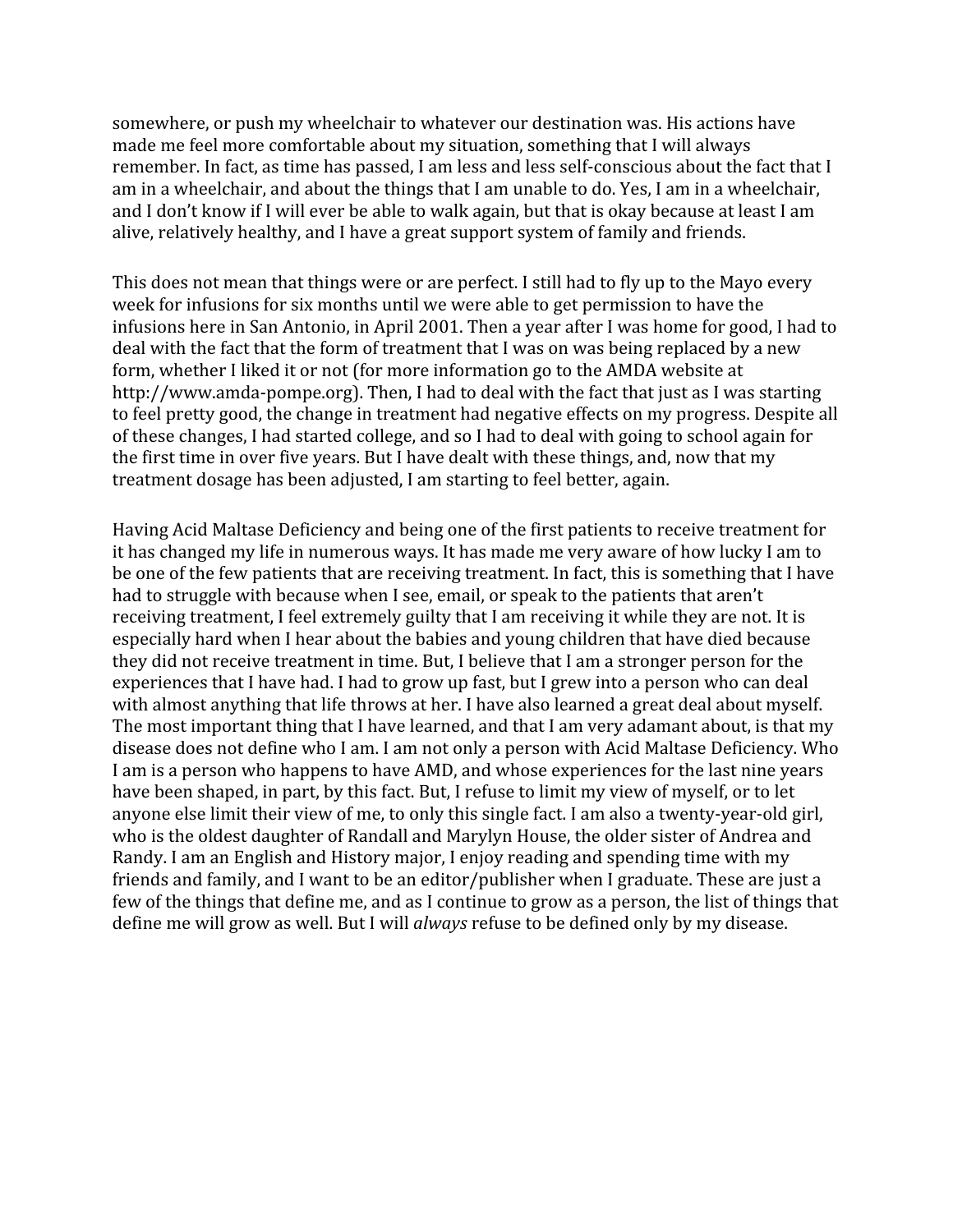somewhere, or push my wheelchair to whatever our destination was. His actions have made me feel more comfortable about my situation, something that I will always remember. In fact, as time has passed, I am less and less self-conscious about the fact that I am in a wheelchair, and about the things that I am unable to do. Yes, I am in a wheelchair, and I don't know if I will ever be able to walk again, but that is okay because at least I am alive, relatively healthy, and I have a great support system of family and friends.

This does not mean that things were or are perfect. I still had to fly up to the Mayo every week for infusions for six months until we were able to get permission to have the infusions here in San Antonio, in April 2001. Then a year after I was home for good, I had to deal with the fact that the form of treatment that I was on was being replaced by a new form, whether I liked it or not (for more information go to the AMDA website at http://www.amda-pompe.org). Then, I had to deal with the fact that just as I was starting to feel pretty good, the change in treatment had negative effects on my progress. Despite all of these changes, I had started college, and so I had to deal with going to school again for the first time in over five years. But I have dealt with these things, and, now that my treatment dosage has been adjusted, I am starting to feel better, again.

Having Acid Maltase Deficiency and being one of the first patients to receive treatment for it has changed my life in numerous ways. It has made me very aware of how lucky I am to be one of the few patients that are receiving treatment. In fact, this is something that I have had to struggle with because when I see, email, or speak to the patients that aren't receiving treatment, I feel extremely guilty that I am receiving it while they are not. It is especially hard when I hear about the babies and young children that have died because they did not receive treatment in time. But, I believe that I am a stronger person for the experiences that I have had. I had to grow up fast, but I grew into a person who can deal with almost anything that life throws at her. I have also learned a great deal about myself. The most important thing that I have learned, and that I am very adamant about, is that my disease does not define who I am. I am not only a person with Acid Maltase Deficiency. Who I am is a person who happens to have AMD, and whose experiences for the last nine years have been shaped, in part, by this fact. But, I refuse to limit my view of myself, or to let anyone else limit their view of me, to only this single fact. I am also a twenty-year-old girl, who is the oldest daughter of Randall and Marylyn House, the older sister of Andrea and Randy. I am an English and History major, I enjoy reading and spending time with my friends and family, and I want to be an editor/publisher when I graduate. These are just a few of the things that define me, and as I continue to grow as a person, the list of things that define me will grow as well. But I will *always* refuse to be defined only by my disease.